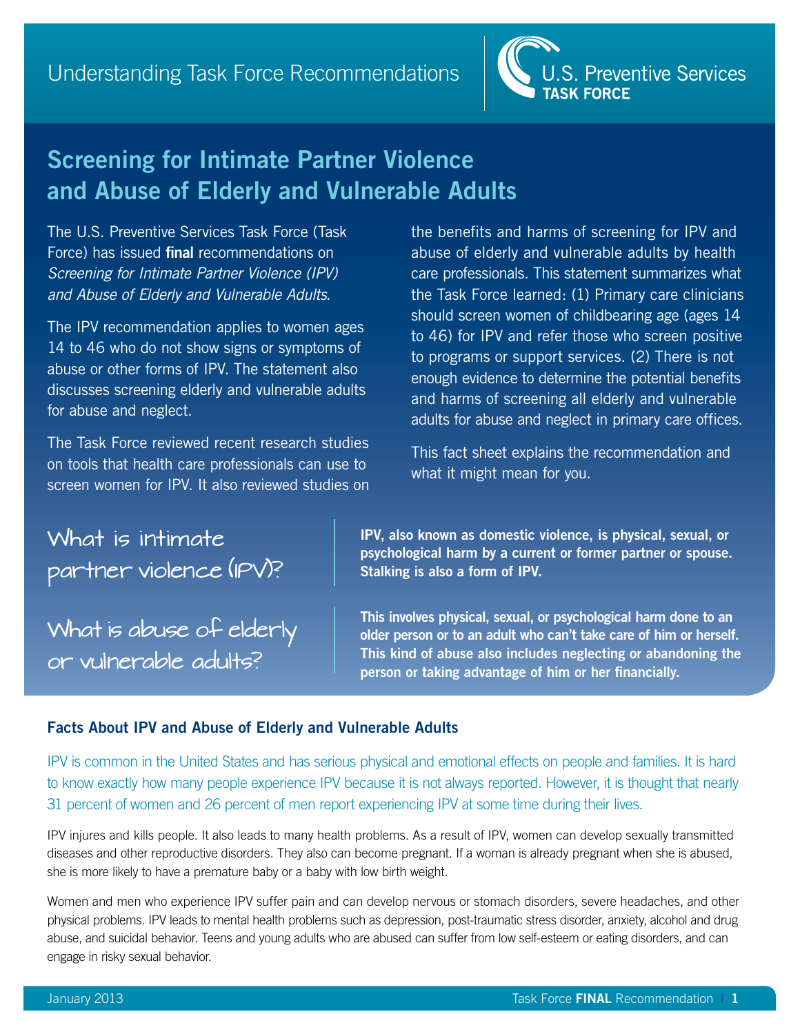Understanding Task Force Recommendations

U.S. Preventive Services **TASK FORCE**

# Screening for Intimate Partner Violence and Abuse of Elderly and Vulnerable Adults

The U.S. Preventive Services Task Force (Task Force) has issued **final** recommendations on *Screening for Intimate Partner Violence (IPV) and Abuse of Elderly and Vulnerable Adults*.

The IPV recommendation applies to women ages 14 to 46 who do not show signs or symptoms of abuse or other forms of IPV. The statement also discusses screening elderly and vulnerable adults for abuse and neglect.

The Task Force reviewed recent research studies on tools that health care professionals can use to screen women for IPV. It also reviewed studies on the benefits and harms of screening for IPV and abuse of elderly and vulnerable adults by health care professionals. This statement summarizes what the Task Force learned: (1) Primary care clinicians should screen women of childbearing age (ages 14 to 46) for IPV and refer those who screen positive to programs or support services. (2) There is not enough evidence to determine the potential benefits and harms of screening all elderly and vulnerable adults for abuse and neglect in primary care offices.

This fact sheet explains the recommendation and what it might mean for you.

## What is intimate partner violence (IPV)?

**IPV, also known as domestic violence, is physical, sexual, or psychological harm by a current or former partner or spouse. Stalking is also a form of IPV.**

## What is abuse of elderly or vulnerable adults?

**This involves physical, sexual, or psychological harm done to an older person or to an adult who can't take care of him or herself. This kind of abuse also includes neglecting or abandoning the person or taking advantage of him or her financially.**

### Facts About IPV and Abuse of Elderly and Vulnerable Adults

IPV is common in the United States and has serious physical and emotional effects on people and families. It is hard to know exactly how many people experience IPV because it is not always reported. However, it is thought that nearly 31 percent of women and 26 percent of men report experiencing IPV at some time during their lives.

IPV injures and kills people. It also leads to many health problems. As a result of IPV, women can develop sexually transmitted diseases and other reproductive disorders. They also can become pregnant. If a woman is already pregnant when she is abused, she is more likely to have a premature baby or a baby with low birth weight.

Women and men who experience IPV suffer pain and can develop nervous or stomach disorders, severe headaches, and other physical problems. IPV leads to mental health problems such as depression, post-traumatic stress disorder, anxiety, alcohol and drug abuse, and suicidal behavior. Teens and young adults who are abused can suffer from low self-esteem or eating disorders, and can engage in risky sexual behavior.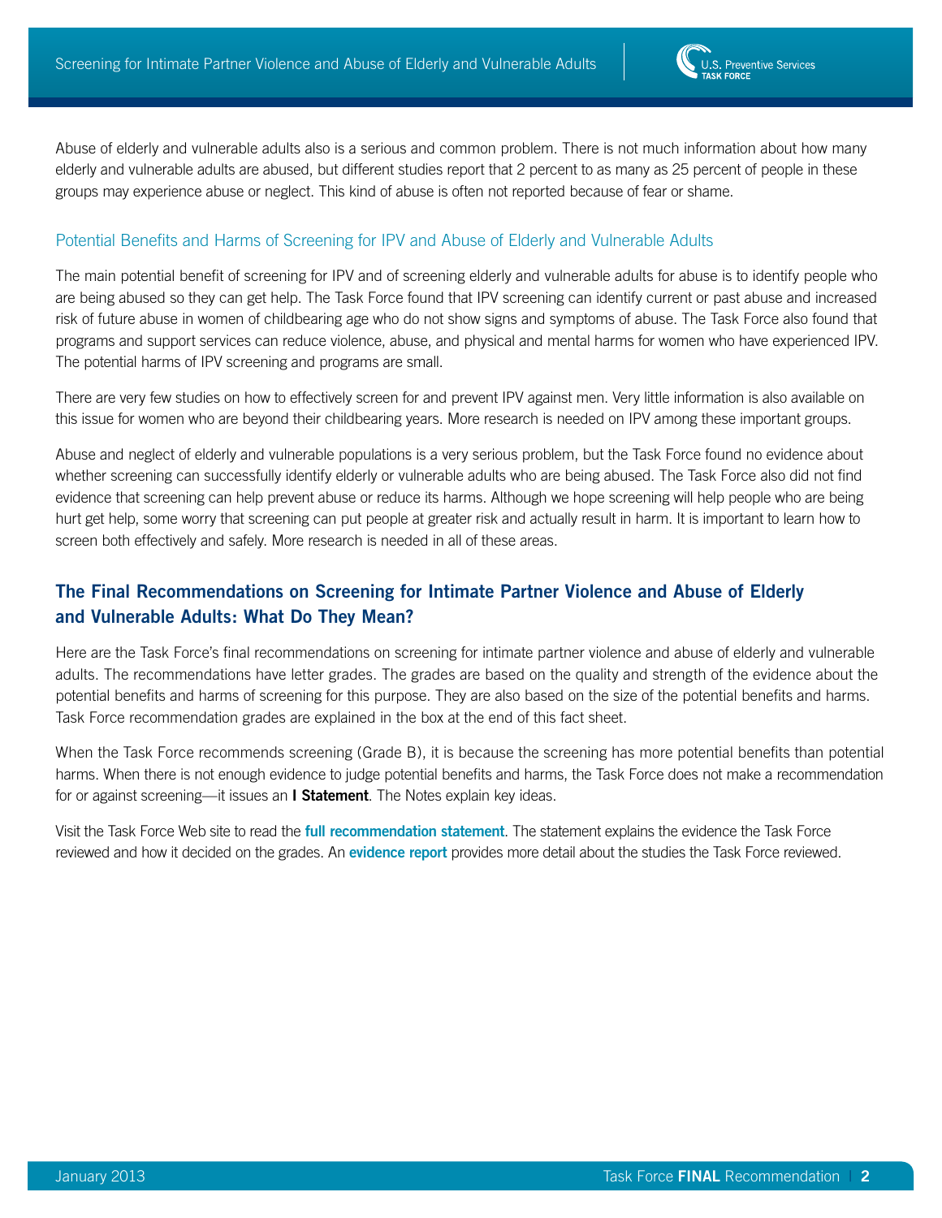Abuse of elderly and vulnerable adults also is a serious and common problem. There is not much information about how many elderly and vulnerable adults are abused, but different studies report that 2 percent to as many as 25 percent of people in these groups may experience abuse or neglect. This kind of abuse is often not reported because of fear or shame.

### Potential Benefits and Harms of Screening for IPV and Abuse of Elderly and Vulnerable Adults

The main potential benefit of screening for IPV and of screening elderly and vulnerable adults for abuse is to identify people who are being abused so they can get help. The Task Force found that IPV screening can identify current or past abuse and increased risk of future abuse in women of childbearing age who do not show signs and symptoms of abuse. The Task Force also found that programs and support services can reduce violence, abuse, and physical and mental harms for women who have experienced IPV. The potential harms of IPV screening and programs are small.

There are very few studies on how to effectively screen for and prevent IPV against men. Very little information is also available on this issue for women who are beyond their childbearing years. More research is needed on IPV among these important groups.

Abuse and neglect of elderly and vulnerable populations is a very serious problem, but the Task Force found no evidence about whether screening can successfully identify elderly or vulnerable adults who are being abused. The Task Force also did not find evidence that screening can help prevent abuse or reduce its harms. Although we hope screening will help people who are being hurt get help, some worry that screening can put people at greater risk and actually result in harm. It is important to learn how to screen both effectively and safely. More research is needed in all of these areas.

## The Final Recommendations on Screening for Intimate Partner Violence and Abuse of Elderly and Vulnerable Adults: What Do They Mean?

Here are the Task Force's final recommendations on screening for intimate partner violence and abuse of elderly and vulnerable adults. The recommendations have letter grades. The grades are based on the quality and strength of the evidence about the potential benefits and harms of screening for this purpose. They are also based on the size of the potential benefits and harms. Task Force recommendation grades are explained in the box at the end of this fact sheet.

When the Task Force recommends screening (Grade B), it is because the screening has more potential benefits than potential harms. When there is not enough evidence to judge potential benefits and harms, the Task Force does not make a recommendation for or against screening—it issues an **I Statement**. The Notes explain key ideas.

Visit the Task Force Web site to read the **full recommendation statement**. The statement explains the evidence the Task Force reviewed and how it decided on the grades. An **evidence report** provides more detail about the studies the Task Force reviewed.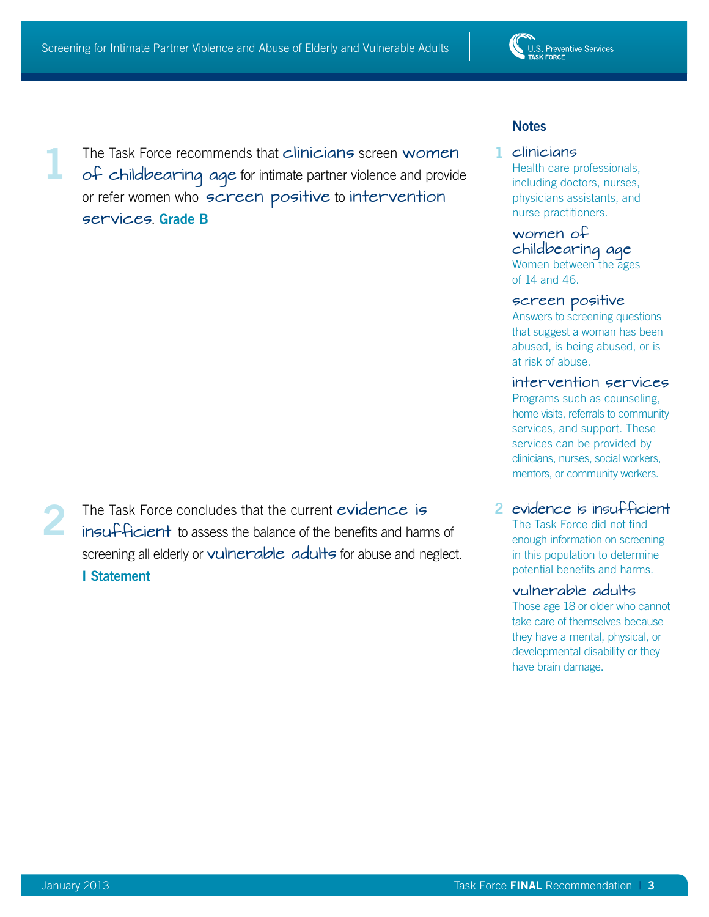**1** The Task Force recommends that **clinicians** screen **women of childbearing age** for intimate partner violence and provide or refer women who **screen positive** to **intervention services**. **Grade B**

**2** The Task Force concludes that the current **evidence is insufficient** to assess the balance of the benefits and harms of screening all elderly or **vulnerable adults** for abuse and neglect. **I Statement**

## Notes

**1**

**clinicians**
Health care professionals, including doctors, nurses, physicians assistants, and nurse practitioners.

**women of childbearing age**
Women between the ages of 14 and 46.

**screen positive**
Answers to screening questions that suggest a woman has been abused, is being abused, or is at risk of abuse.

**intervention services**
Programs such as counseling, home visits, referrals to community services, and support. These services can be provided by clinicians, nurses, social workers, mentors, or community workers.

**2**

**evidence is insufficient**
The Task Force did not find enough information on screening in this population to determine potential benefits and harms.

**vulnerable adults**
Those age 18 or older who cannot take care of themselves because they have a mental, physical, or developmental disability or they have brain damage.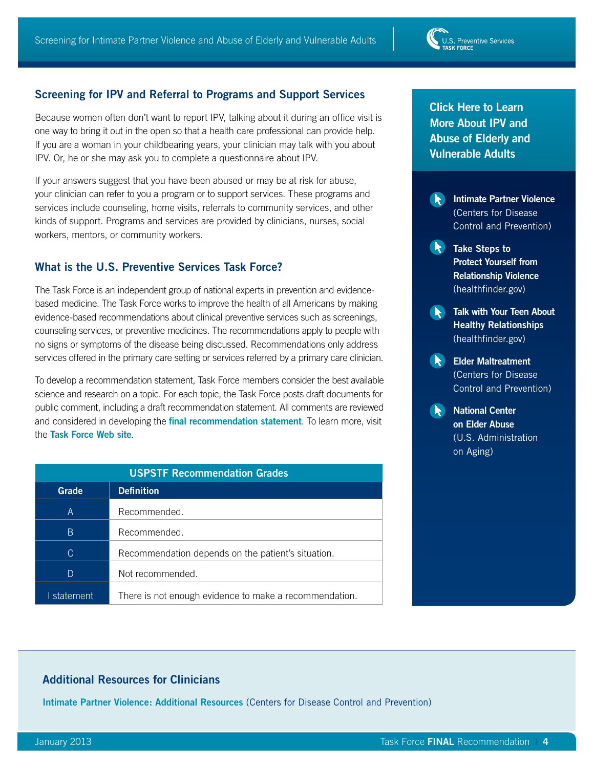## Screening for IPV and Referral to Programs and Support Services

Because women often don't want to report IPV, talking about it during an office visit is one way to bring it out in the open so that a health care professional can provide help. If you are a woman in your childbearing years, your clinician may talk with you about IPV. Or, he or she may ask you to complete a questionnaire about IPV.

If your answers suggest that you have been abused or may be at risk for abuse, your clinician can refer to you a program or to support services. These programs and services include counseling, home visits, referrals to community services, and other kinds of support. Programs and services are provided by clinicians, nurses, social workers, mentors, or community workers.

## What is the U.S. Preventive Services Task Force?

The Task Force is an independent group of national experts in prevention and evidence-based medicine. The Task Force works to improve the health of all Americans by making evidence-based recommendations about clinical preventive services such as screenings, counseling services, or preventive medicines. The recommendations apply to people with no signs or symptoms of the disease being discussed. Recommendations only address services offered in the primary care setting or services referred by a primary care clinician.

To develop a recommendation statement, Task Force members consider the best available science and research on a topic. For each topic, the Task Force posts draft documents for public comment, including a draft recommendation statement. All comments are reviewed and considered in developing the **final recommendation statement**. To learn more, visit the **Task Force Web site**.

| USPSTF Recommendation Grades | |
|---|---|
| **Grade** | **Definition** |
| A | Recommended. |
| B | Recommended. |
| C | Recommendation depends on the patient's situation. |
| D | Not recommended. |
| I statement | There is not enough evidence to make a recommendation. |

## Click Here to Learn More About IPV and Abuse of Elderly and Vulnerable Adults

- **Intimate Partner Violence** (Centers for Disease Control and Prevention)
- **Take Steps to Protect Yourself from Relationship Violence** (healthfinder.gov)
- **Talk with Your Teen About Healthy Relationships** (healthfinder.gov)
- **Elder Maltreatment** (Centers for Disease Control and Prevention)
- **National Center on Elder Abuse** (U.S. Administration on Aging)

## Additional Resources for Clinicians

**Intimate Partner Violence: Additional Resources** (Centers for Disease Control and Prevention)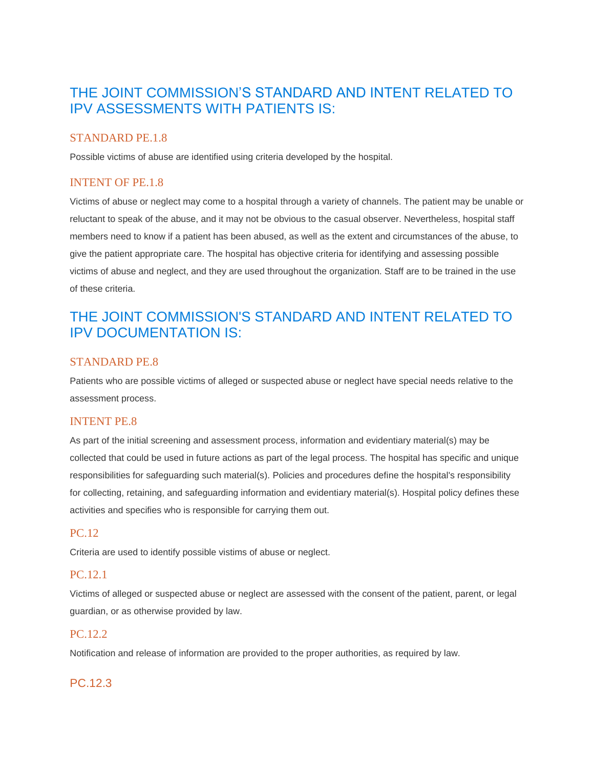## THE JOINT COMMISSION'S STANDARD AND INTENT RELATED TO IPV ASSESSMENTS WITH PATIENTS IS:

### STANDARD PE.1.8

Possible victims of abuse are identified using criteria developed by the hospital.

### INTENT OF PE.1.8

Victims of abuse or neglect may come to a hospital through a variety of channels. The patient may be unable or reluctant to speak of the abuse, and it may not be obvious to the casual observer. Nevertheless, hospital staff members need to know if a patient has been abused, as well as the extent and circumstances of the abuse, to give the patient appropriate care. The hospital has objective criteria for identifying and assessing possible victims of abuse and neglect, and they are used throughout the organization. Staff are to be trained in the use of these criteria.

## THE JOINT COMMISSION'S STANDARD AND INTENT RELATED TO IPV DOCUMENTATION IS:

### STANDARD PE.8

Patients who are possible victims of alleged or suspected abuse or neglect have special needs relative to the assessment process.

### INTENT PE.8

As part of the initial screening and assessment process, information and evidentiary material(s) may be collected that could be used in future actions as part of the legal process. The hospital has specific and unique responsibilities for safeguarding such material(s). Policies and procedures define the hospital's responsibility for collecting, retaining, and safeguarding information and evidentiary material(s). Hospital policy defines these activities and specifies who is responsible for carrying them out.

### PC.12

Criteria are used to identify possible vistims of abuse or neglect.

### PC.12.1

Victims of alleged or suspected abuse or neglect are assessed with the consent of the patient, parent, or legal guardian, or as otherwise provided by law.

### PC.12.2

Notification and release of information are provided to the proper authorities, as required by law.

### PC.12.3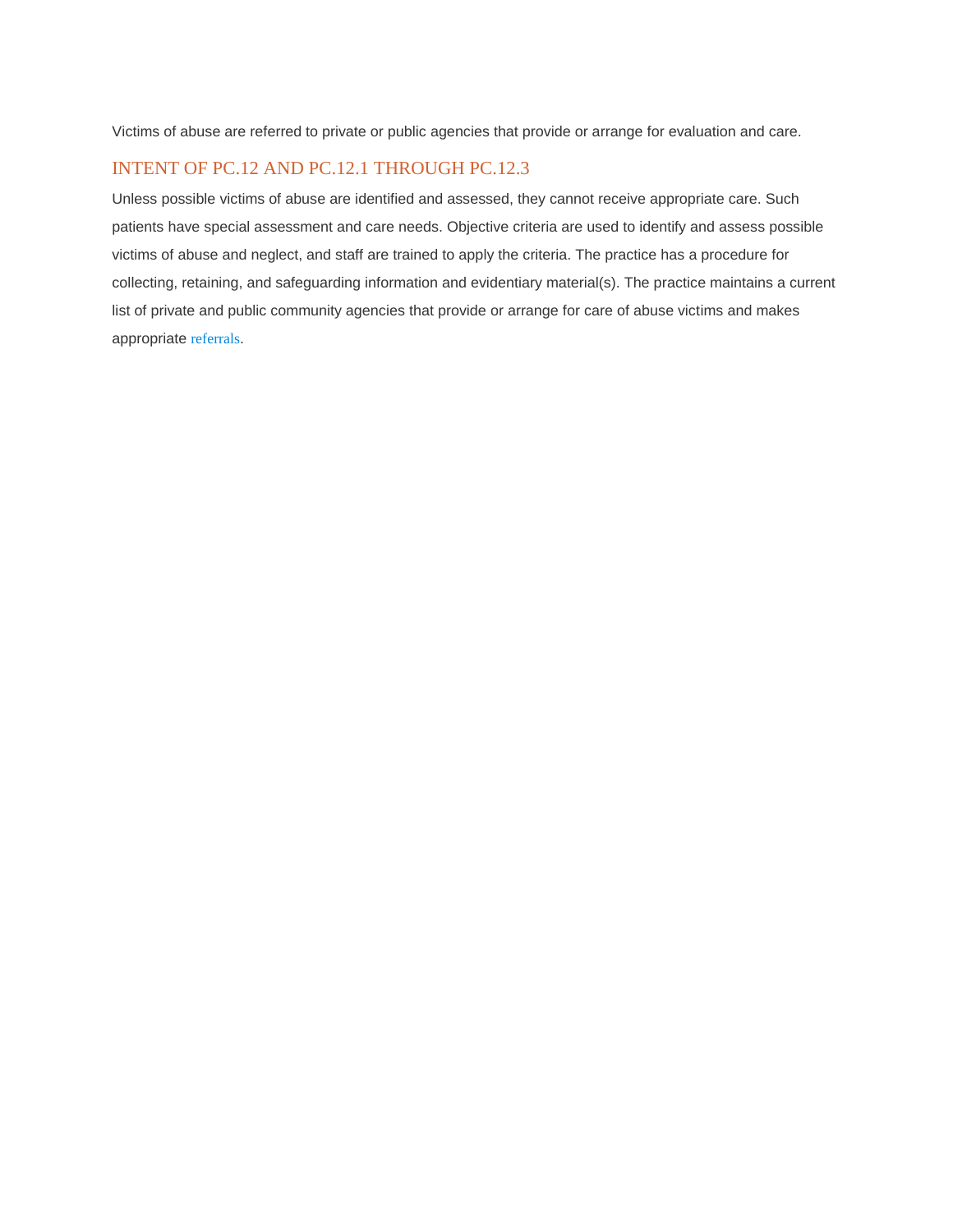Victims of abuse are referred to private or public agencies that provide or arrange for evaluation and care.

## INTENT OF PC.12 AND PC.12.1 THROUGH PC.12.3

Unless possible victims of abuse are identified and assessed, they cannot receive appropriate care. Such patients have special assessment and care needs. Objective criteria are used to identify and assess possible victims of abuse and neglect, and staff are trained to apply the criteria. The practice has a procedure for collecting, retaining, and safeguarding information and evidentiary material(s). The practice maintains a current list of private and public community agencies that provide or arrange for care of abuse victims and makes appropriate referrals.